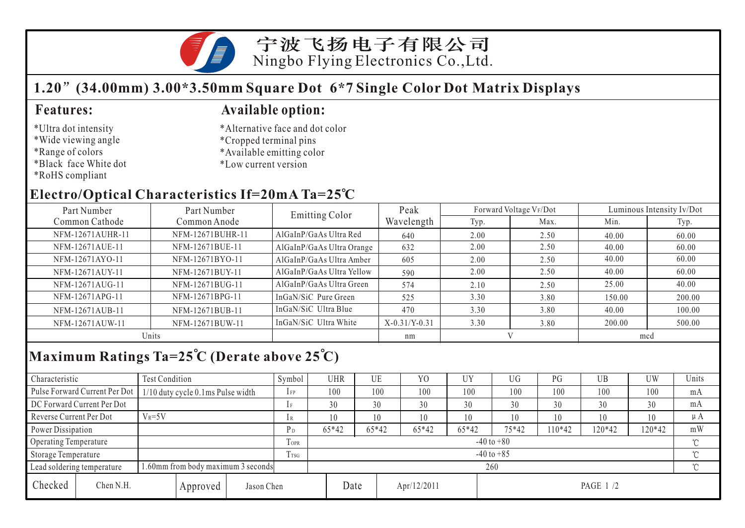# 宁波飞扬电子有限公司
Ningbo Flying Electronics Co.,Ltd.

## 1.20”(34.00mm) 3.00*3.50mm Square Dot 6*7 Single Color Dot Matrix Displays

### Features:

*Ultra dot intensity
*Wide viewing angle
*Range of colors
*Black face White dot
*RoHS compliant

### Available option:

*Alternative face and dot color
*Cropped terminal pins
*Available emitting color
*Low current version

## Electro/Optical Characteristics If=20mA Ta=25℃

| Part Number Common Cathode | Part Number Common Anode | Emitting Color | Peak Wavelength | Forward Voltage $V_F$/Dot | | Luminous Intensity Iv/Dot | |
|---|---|---|---|---|---|---|---|
| | | | | Typ. | Max. | Min. | Typ. |
| NFM-12671AUHR-11 | NFM-12671BUHR-11 | AlGaInP/GaAs Ultra Red | 640 | 2.00 | 2.50 | 40.00 | 60.00 |
| NFM-12671AUE-11 | NFM-12671BUE-11 | AlGaInP/GaAs Ultra Orange | 632 | 2.00 | 2.50 | 40.00 | 60.00 |
| NFM-12671AYO-11 | NFM-12671BYO-11 | AlGaInP/GaAs Ultra Amber | 605 | 2.00 | 2.50 | 40.00 | 60.00 |
| NFM-12671AUY-11 | NFM-12671BUY-11 | AlGaInP/GaAs Ultra Yellow | 590 | 2.00 | 2.50 | 40.00 | 60.00 |
| NFM-12671AUG-11 | NFM-12671BUG-11 | AlGaInP/GaAs Ultra Green | 574 | 2.10 | 2.50 | 25.00 | 40.00 |
| NFM-12671APG-11 | NFM-12671BPG-11 | InGaN/SiC Pure Green | 525 | 3.30 | 3.80 | 150.00 | 200.00 |
| NFM-12671AUB-11 | NFM-12671BUB-11 | InGaN/SiC Ultra Blue | 470 | 3.30 | 3.80 | 40.00 | 100.00 |
| NFM-12671AUW-11 | NFM-12671BUW-11 | InGaN/SiC Ultra White | X-0.31/Y-0.31 | 3.30 | 3.80 | 200.00 | 500.00 |
| Units | | | nm | V | | mcd | |

## Maximum Ratings Ta=25℃ (Derate above 25℃)

| Characteristic | Test Condition | Symbol | UHR | UE | YO | UY | UG | PG | UB | UW | Units |
|---|---|---|---|---|---|---|---|---|---|---|---|
| Pulse Forward Current Per Dot | 1/10 duty cycle 0.1ms Pulse width | $I_{FP}$ | 100 | 100 | 100 | 100 | 100 | 100 | 100 | 100 | mA |
| DC Forward Current Per Dot | | $I_F$ | 30 | 30 | 30 | 30 | 30 | 30 | 30 | 30 | mA |
| Reverse Current Per Dot | $V_R$=5V | $I_R$ | 10 | 10 | 10 | 10 | 10 | 10 | 10 | 10 | μA |
| Power Dissipation | | $P_D$ | 65*42 | 65*42 | 65*42 | 65*42 | 75*42 | 110*42 | 120*42 | 120*42 | mW |
| Operating Temperature | | $T_{OPR}$ | -40 to +80 | | | | | | | | ℃ |
| Storage Temperature | | $T_{TSG}$ | -40 to +85 | | | | | | | | ℃ |
| Lead soldering temperature | 1.60mm from body maximum 3 seconds | | 260 | | | | | | | | ℃ |

| Checked | Chen N.H. | Approved | Jason Chen | Date | Apr/12/2011 |
|---|---|---|---|---|---|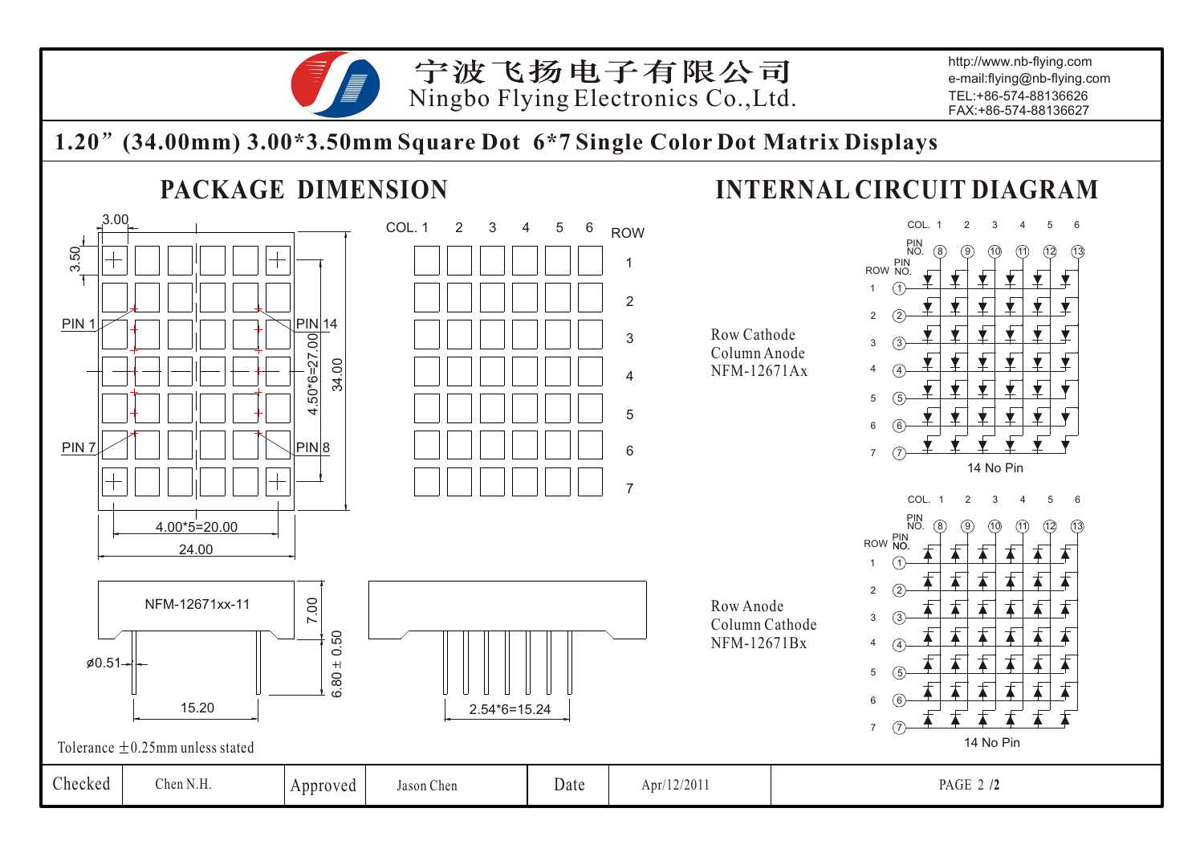宁波飞扬电子有限公司
Ningbo Flying Electronics Co.,Ltd.

http://www.nb-flying.com
e-mail:flying@nb-flying.com
TEL:+86-574-88136626
FAX:+86-574-88136627

# 1.20”(34.00mm) 3.00*3.50mm Square Dot 6*7 Single Color Dot Matrix Displays

## PACKAGE DIMENSION

3.00
3.50
PIN 1
PIN 14
PIN 7
PIN 8
4.50*6=27.00
34.00
4.00*5=20.00
24.00

COL. 1 2 3 4 5 6
ROW 1 2 3 4 5 6 7

NFM-12671xx-11
7.00
6.80 ± 0.50
ø0.51
15.20
2.54*6=15.24

Tolerance ±0.25mm unless stated

## INTERNAL CIRCUIT DIAGRAM

Row Cathode
Column Anode
NFM-12671Ax

COL. 1 2 3 4 5 6
PIN NO. 8 9 10 11 12 13
ROW PIN NO. 1 2 3 4 5 6 7
14 No Pin

Row Anode
Column Cathode
NFM-12671Bx

COL. 1 2 3 4 5 6
PIN NO. 8 9 10 11 12 13
ROW PIN NO. 1 2 3 4 5 6 7
14 No Pin

| Checked | Chen N.H. | Approved | Jason Chen | Date | Apr/12/2011 |
| --- | --- | --- | --- | --- | --- |